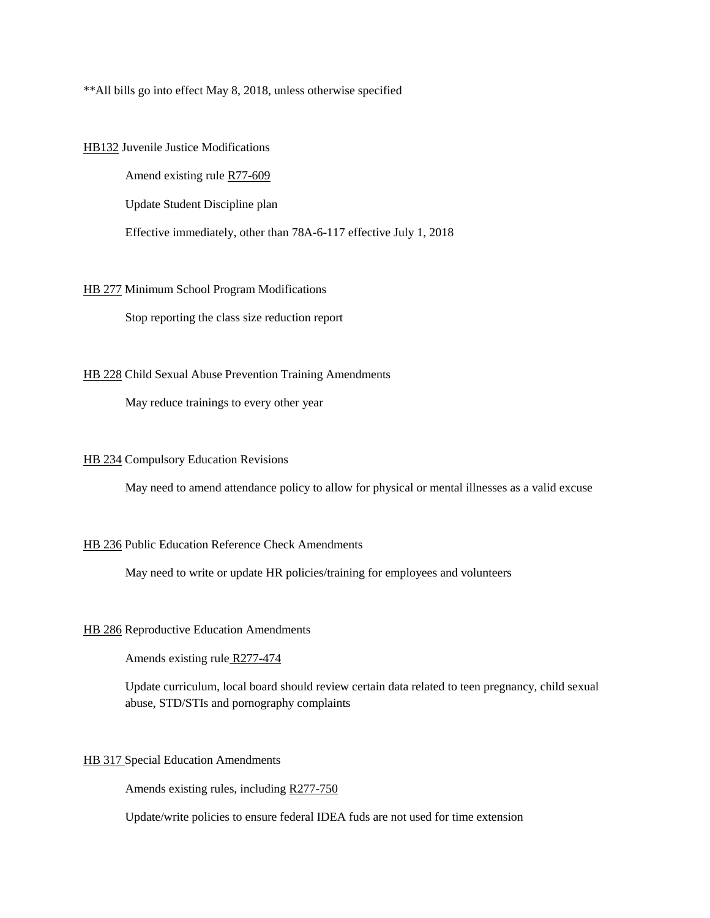**All bills go into effect May 8, 2018, unless otherwise specified

HB132 Juvenile Justice Modifications

Amend existing rule R77-609

Update Student Discipline plan

Effective immediately, other than 78A-6-117 effective July 1, 2018

HB 277 Minimum School Program Modifications

Stop reporting the class size reduction report

HB 228 Child Sexual Abuse Prevention Training Amendments

May reduce trainings to every other year

HB 234 Compulsory Education Revisions

May need to amend attendance policy to allow for physical or mental illnesses as a valid excuse

HB 236 Public Education Reference Check Amendments

May need to write or update HR policies/training for employees and volunteers

HB 286 Reproductive Education Amendments

Amends existing rule R277-474

Update curriculum, local board should review certain data related to teen pregnancy, child sexual abuse, STD/STIs and pornography complaints

HB 317 Special Education Amendments

Amends existing rules, including R277-750

Update/write policies to ensure federal IDEA fuds are not used for time extension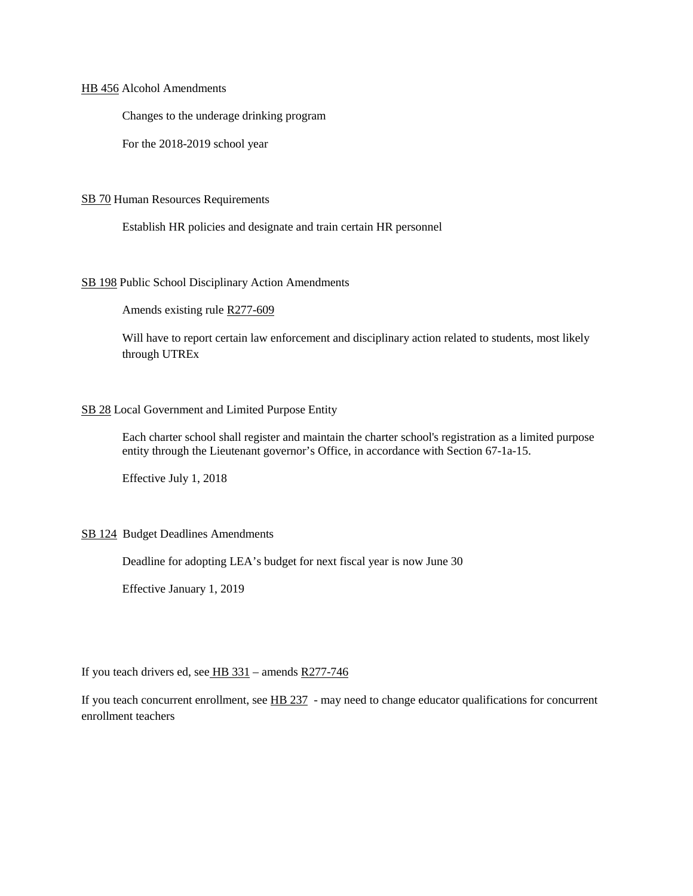HB 456 Alcohol Amendments

Changes to the underage drinking program

For the 2018-2019 school year

SB 70 Human Resources Requirements

Establish HR policies and designate and train certain HR personnel

SB 198 Public School Disciplinary Action Amendments

Amends existing rule R277-609

Will have to report certain law enforcement and disciplinary action related to students, most likely through UTREx

SB 28 Local Government and Limited Purpose Entity

Each charter school shall register and maintain the charter school's registration as a limited purpose entity through the Lieutenant governor's Office, in accordance with Section 67-1a-15.

Effective July 1, 2018

SB 124 Budget Deadlines Amendments

Deadline for adopting LEA's budget for next fiscal year is now June 30

Effective January 1, 2019

If you teach drivers ed, see HB 331 – amends R277-746

If you teach concurrent enrollment, see HB 237 - may need to change educator qualifications for concurrent enrollment teachers